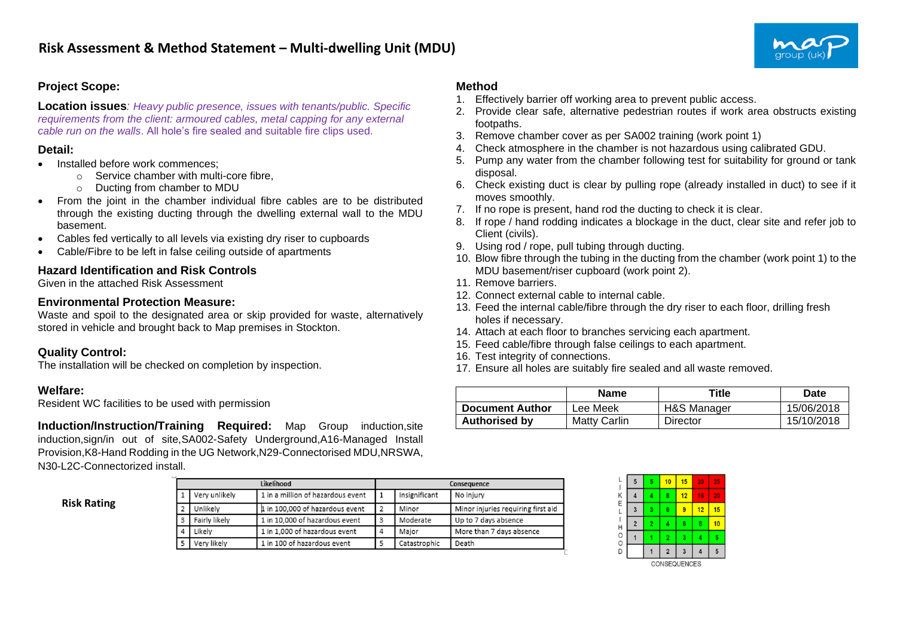# Risk Assessment & Method Statement – Multi-dwelling Unit (MDU)

### Project Scope:

**Location issues***: Heavy public presence, issues with tenants/public. Specific requirements from the client: armoured cables, metal capping for any external cable run on the walls*. All hole's fire sealed and suitable fire clips used.

### Detail:

- Installed before work commences;
  - Service chamber with multi-core fibre,
  - Ducting from chamber to MDU
- From the joint in the chamber individual fibre cables are to be distributed through the existing ducting through the dwelling external wall to the MDU basement.
- Cables fed vertically to all levels via existing dry riser to cupboards
- Cable/Fibre to be left in false ceiling outside of apartments

### Hazard Identification and Risk Controls

Given in the attached Risk Assessment

### Environmental Protection Measure:

Waste and spoil to the designated area or skip provided for waste, alternatively stored in vehicle and brought back to Map premises in Stockton.

### Quality Control:

The installation will be checked on completion by inspection.

### Welfare:

Resident WC facilities to be used with permission

**Induction/Instruction/Training Required:** Map Group induction,site induction,sign/in out of site,SA002-Safety Underground,A16-Managed Install Provision,K8-Hand Rodding in the UG Network,N29-Connectorised MDU,NRSWA, N30-L2C-Connectorized install.

### Method

1. Effectively barrier off working area to prevent public access.
2. Provide clear safe, alternative pedestrian routes if work area obstructs existing footpaths.
3. Remove chamber cover as per SA002 training (work point 1)
4. Check atmosphere in the chamber is not hazardous using calibrated GDU.
5. Pump any water from the chamber following test for suitability for ground or tank disposal.
6. Check existing duct is clear by pulling rope (already installed in duct) to see if it moves smoothly.
7. If no rope is present, hand rod the ducting to check it is clear.
8. If rope / hand rodding indicates a blockage in the duct, clear site and refer job to Client (civils).
9. Using rod / rope, pull tubing through ducting.
10. Blow fibre through the tubing in the ducting from the chamber (work point 1) to the MDU basement/riser cupboard (work point 2).
11. Remove barriers.
12. Connect external cable to internal cable.
13. Feed the internal cable/fibre through the dry riser to each floor, drilling fresh holes if necessary.
14. Attach at each floor to branches servicing each apartment.
15. Feed cable/fibre through false ceilings to each apartment.
16. Test integrity of connections.
17. Ensure all holes are suitably fire sealed and all waste removed.

| | Name | Title | Date |
|---|---|---|---|
| **Document Author** | Lee Meek | H&S Manager | 15/06/2018 |
| **Authorised by** | Matty Carlin | Director | 15/10/2018 |

**Risk Rating**

| Likelihood | | | Consequence | | |
|---|---|---|---|---|---|
| 1 | Very unlikely | 1 in a million of hazardous event | 1 | Insignificant | No injury |
| 2 | Unlikely | 1 in 100,000 of hazardous event | 2 | Minor | Minor injuries requiring first aid |
| 3 | Fairly likely | 1 in 10,000 of hazardous event | 3 | Moderate | Up to 7 days absence |
| 4 | Likely | 1 in 1,000 of hazardous event | 4 | Major | More than 7 days absence |
| 5 | Very likely | 1 in 100 of hazardous event | 5 | Catastrophic | Death |

| LIKELIHOOD | | | | | |
|---|---|---|---|---|---|
| 5 | 5 | 10 | 15 | 20 | 25 |
| 4 | 4 | 8 | 12 | 16 | 20 |
| 3 | 3 | 6 | 9 | 12 | 15 |
| 2 | 2 | 4 | 6 | 8 | 10 |
| 1 | 1 | 2 | 3 | 4 | 5 |
| | 1 | 2 | 3 | 4 | 5 |
| | CONSEQUENCES | | | | |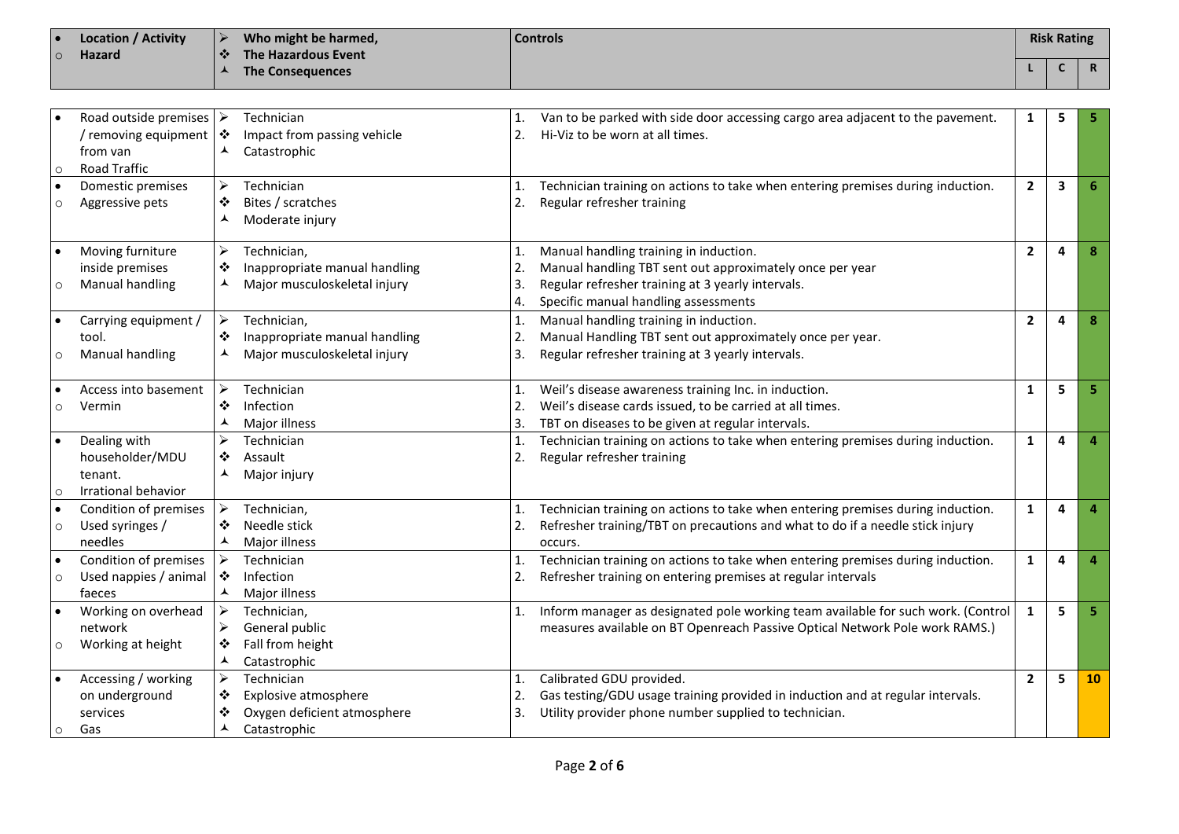| Location / Activity<br>Hazard | Who might be harmed,<br>The Hazardous Event<br>The Consequences | Controls | Risk Rating | | |
|---|---|---|---|---|---|
| | | | L | C | R |
| Road outside premises / removing equipment from van<br>Road Traffic | Technician<br>Impact from passing vehicle<br>Catastrophic | 1. Van to be parked with side door accessing cargo area adjacent to the pavement.<br>2. Hi-Viz to be worn at all times. | 1 | 5 | 5 |
| Domestic premises<br>Aggressive pets | Technician<br>Bites / scratches<br>Moderate injury | 1. Technician training on actions to take when entering premises during induction.<br>2. Regular refresher training | 2 | 3 | 6 |
| Moving furniture inside premises<br>Manual handling | Technician,<br>Inappropriate manual handling<br>Major musculoskeletal injury | 1. Manual handling training in induction.<br>2. Manual handling TBT sent out approximately once per year<br>3. Regular refresher training at 3 yearly intervals.<br>4. Specific manual handling assessments | 2 | 4 | 8 |
| Carrying equipment / tool.<br>Manual handling | Technician,<br>Inappropriate manual handling<br>Major musculoskeletal injury | 1. Manual handling training in induction.<br>2. Manual Handling TBT sent out approximately once per year.<br>3. Regular refresher training at 3 yearly intervals. | 2 | 4 | 8 |
| Access into basement<br>Vermin | Technician<br>Infection<br>Major illness | 1. Weil's disease awareness training Inc. in induction.<br>2. Weil's disease cards issued, to be carried at all times.<br>3. TBT on diseases to be given at regular intervals. | 1 | 5 | 5 |
| Dealing with householder/MDU tenant.<br>Irrational behavior | Technician<br>Assault<br>Major injury | 1. Technician training on actions to take when entering premises during induction.<br>2. Regular refresher training | 1 | 4 | 4 |
| Condition of premises<br>Used syringes / needles | Technician,<br>Needle stick<br>Major illness | 1. Technician training on actions to take when entering premises during induction.<br>2. Refresher training/TBT on precautions and what to do if a needle stick injury occurs. | 1 | 4 | 4 |
| Condition of premises<br>Used nappies / animal faeces | Technician<br>Infection<br>Major illness | 1. Technician training on actions to take when entering premises during induction.<br>2. Refresher training on entering premises at regular intervals | 1 | 4 | 4 |
| Working on overhead network<br>Working at height | Technician,<br>General public<br>Fall from height<br>Catastrophic | 1. Inform manager as designated pole working team available for such work. (Control measures available on BT Openreach Passive Optical Network Pole work RAMS.) | 1 | 5 | 5 |
| Accessing / working on underground services<br>Gas | Technician<br>Explosive atmosphere<br>Oxygen deficient atmosphere<br>Catastrophic | 1. Calibrated GDU provided.<br>2. Gas testing/GDU usage training provided in induction and at regular intervals.<br>3. Utility provider phone number supplied to technician. | 2 | 5 | 10 |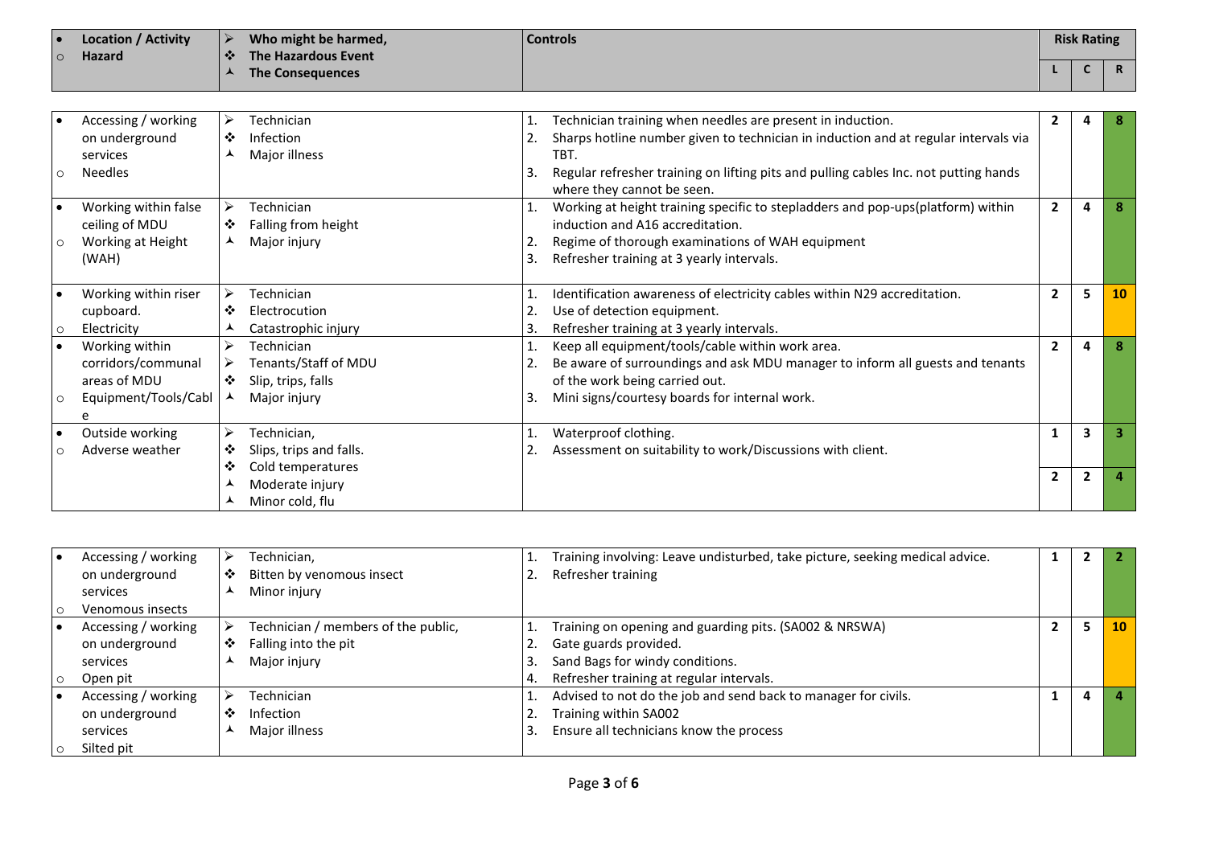| Location / Activity<br>Hazard | Who might be harmed,<br>The Hazardous Event<br>The Consequences | Controls | Risk Rating | | |
|---|---|---|---|---|---|
| | | | L | C | R |
| Accessing / working on underground services<br>Needles | Technician<br>Infection<br>Major illness | 1. Technician training when needles are present in induction.<br>2. Sharps hotline number given to technician in induction and at regular intervals via TBT.<br>3. Regular refresher training on lifting pits and pulling cables Inc. not putting hands where they cannot be seen. | 2 | 4 | 8 |
| Working within false ceiling of MDU<br>Working at Height (WAH) | Technician<br>Falling from height<br>Major injury | 1. Working at height training specific to stepladders and pop-ups(platform) within induction and A16 accreditation.<br>2. Regime of thorough examinations of WAH equipment<br>3. Refresher training at 3 yearly intervals. | 2 | 4 | 8 |
| Working within riser cupboard.<br>Electricity | Technician<br>Electrocution<br>Catastrophic injury | 1. Identification awareness of electricity cables within N29 accreditation.<br>2. Use of detection equipment.<br>3. Refresher training at 3 yearly intervals. | 2 | 5 | 10 |
| Working within corridors/communal areas of MDU<br>Equipment/Tools/Cable | Technician<br>Tenants/Staff of MDU<br>Slip, trips, falls<br>Major injury | 1. Keep all equipment/tools/cable within work area.<br>2. Be aware of surroundings and ask MDU manager to inform all guests and tenants of the work being carried out.<br>3. Mini signs/courtesy boards for internal work. | 2 | 4 | 8 |
| Outside working<br>Adverse weather | Technician,<br>Slips, trips and falls.<br>Cold temperatures<br>Moderate injury<br>Minor cold, flu | 1. Waterproof clothing.<br>2. Assessment on suitability to work/Discussions with client. | 1<br>2 | 3<br>2 | 3<br>4 |
| Accessing / working on underground services<br>Venomous insects | Technician,<br>Bitten by venomous insect<br>Minor injury | 1. Training involving: Leave undisturbed, take picture, seeking medical advice.<br>2. Refresher training | 1 | 2 | 2 |
| Accessing / working on underground services<br>Open pit | Technician / members of the public,<br>Falling into the pit<br>Major injury | 1. Training on opening and guarding pits. (SA002 & NRSWA)<br>2. Gate guards provided.<br>3. Sand Bags for windy conditions.<br>4. Refresher training at regular intervals. | 2 | 5 | 10 |
| Accessing / working on underground services<br>Silted pit | Technician<br>Infection<br>Major illness | 1. Advised to not do the job and send back to manager for civils.<br>2. Training within SA002<br>3. Ensure all technicians know the process | 1 | 4 | 4 |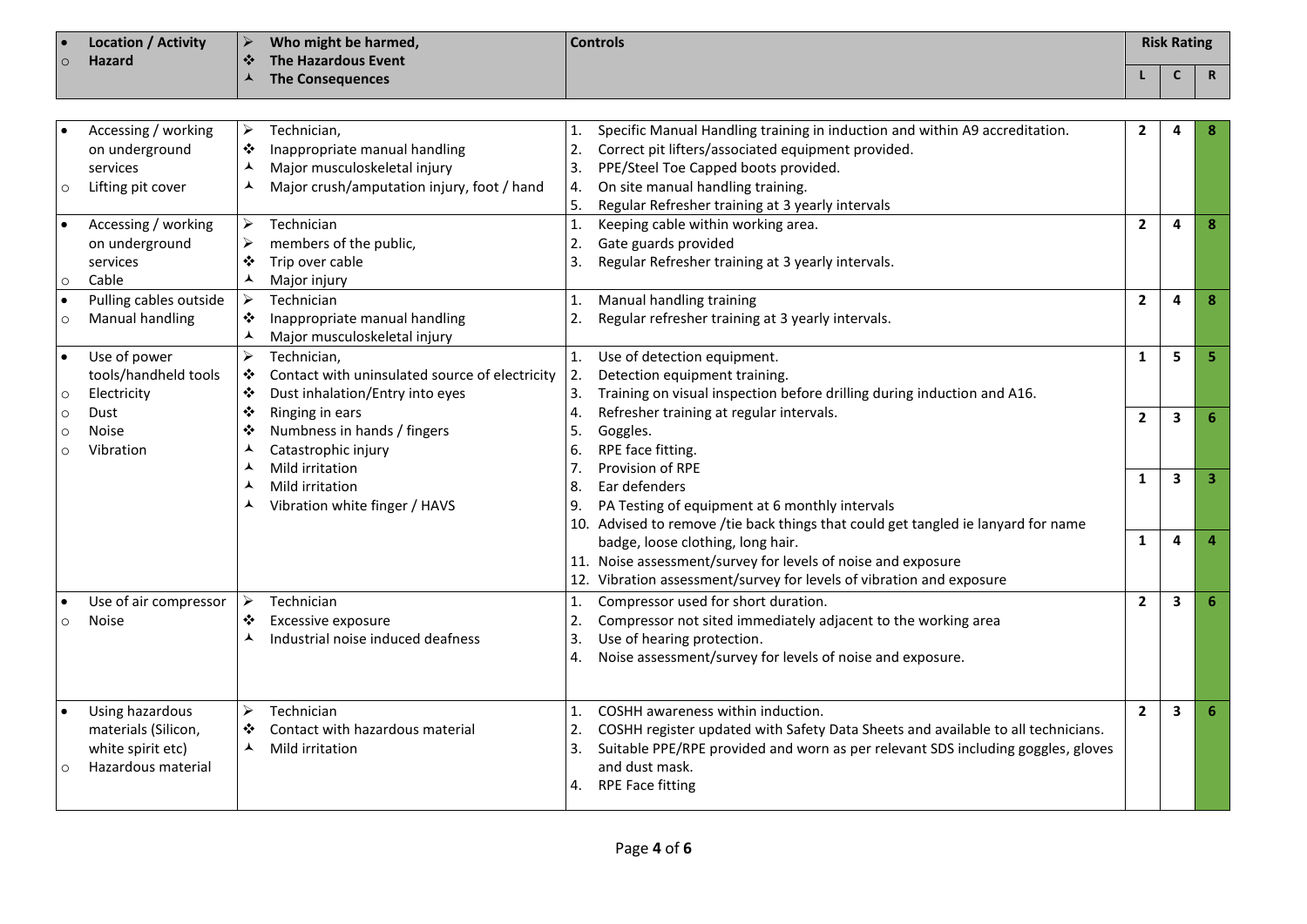| Location / Activity<br>Hazard | Who might be harmed,<br>The Hazardous Event<br>The Consequences | Controls | L | C | R |
|---|---|---|---|---|---|
| Accessing / working on underground services<br>Lifting pit cover | Technician,<br>Inappropriate manual handling<br>Major musculoskeletal injury<br>Major crush/amputation injury, foot / hand | 1. Specific Manual Handling training in induction and within A9 accreditation.<br>2. Correct pit lifters/associated equipment provided.<br>3. PPE/Steel Toe Capped boots provided.<br>4. On site manual handling training.<br>5. Regular Refresher training at 3 yearly intervals | 2 | 4 | 8 |
| Accessing / working on underground services<br>Cable | Technician<br>members of the public,<br>Trip over cable<br>Major injury | 1. Keeping cable within working area.<br>2. Gate guards provided<br>3. Regular Refresher training at 3 yearly intervals. | 2 | 4 | 8 |
| Pulling cables outside<br>Manual handling | Technician<br>Inappropriate manual handling<br>Major musculoskeletal injury | 1. Manual handling training<br>2. Regular refresher training at 3 yearly intervals. | 2 | 4 | 8 |
| Use of power tools/handheld tools<br>Electricity<br>Dust<br>Noise<br>Vibration | Technician,<br>Contact with uninsulated source of electricity<br>Dust inhalation/Entry into eyes<br>Ringing in ears<br>Numbness in hands / fingers<br>Catastrophic injury<br>Mild irritation<br>Mild irritation<br>Vibration white finger / HAVS | 1. Use of detection equipment.<br>2. Detection equipment training.<br>3. Training on visual inspection before drilling during induction and A16.<br>4. Refresher training at regular intervals.<br>5. Goggles.<br>6. RPE face fitting.<br>7. Provision of RPE<br>8. Ear defenders<br>9. PA Testing of equipment at 6 monthly intervals<br>10. Advised to remove /tie back things that could get tangled ie lanyard for name badge, loose clothing, long hair.<br>11. Noise assessment/survey for levels of noise and exposure<br>12. Vibration assessment/survey for levels of vibration and exposure | 1<br>2<br>1<br>1 | 5<br>3<br>3<br>4 | 5<br>6<br>3<br>4 |
| Use of air compressor<br>Noise | Technician<br>Excessive exposure<br>Industrial noise induced deafness | 1. Compressor used for short duration.<br>2. Compressor not sited immediately adjacent to the working area<br>3. Use of hearing protection.<br>4. Noise assessment/survey for levels of noise and exposure. | 2 | 3 | 6 |
| Using hazardous materials (Silicon, white spirit etc)<br>Hazardous material | Technician<br>Contact with hazardous material<br>Mild irritation | 1. COSHH awareness within induction.<br>2. COSHH register updated with Safety Data Sheets and available to all technicians.<br>3. Suitable PPE/RPE provided and worn as per relevant SDS including goggles, gloves and dust mask.<br>4. RPE Face fitting | 2 | 3 | 6 |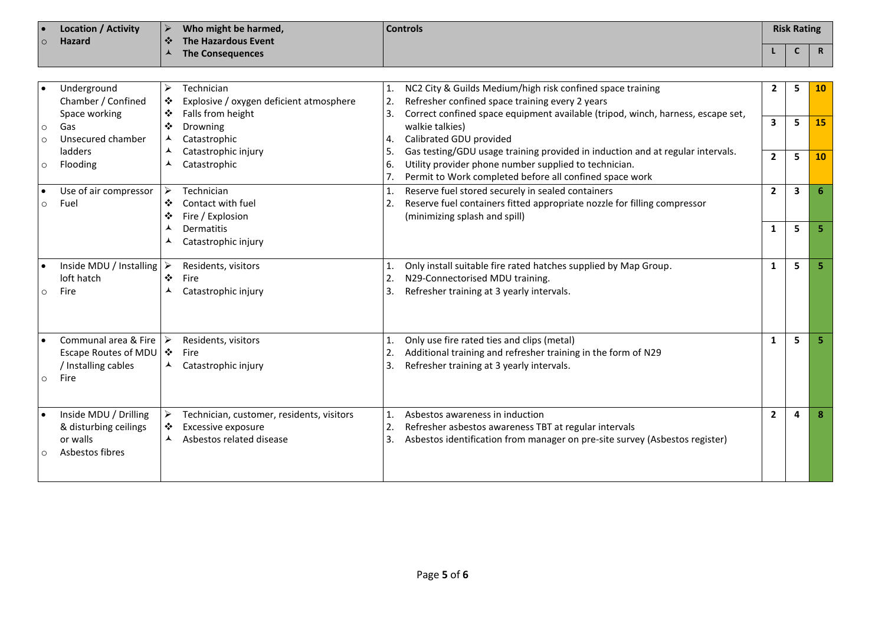| • Location / Activity<br>○ Hazard | ➢ Who might be harmed,<br>❖ The Hazardous Event<br>⅄ The Consequences | Controls | Risk Rating | | |
|---|---|---|---|---|---|
| | | | L | C | R |
| • Underground Chamber / Confined Space working<br>○ Gas<br>○ Unsecured chamber ladders<br>○ Flooding | ➢ Technician<br>❖ Explosive / oxygen deficient atmosphere<br>❖ Falls from height<br>❖ Drowning<br>⅄ Catastrophic<br>⅄ Catastrophic injury<br>⅄ Catastrophic | 1. NC2 City & Guilds Medium/high risk confined space training<br>2. Refresher confined space training every 2 years<br>3. Correct confined space equipment available (tripod, winch, harness, escape set, walkie talkies)<br>4. Calibrated GDU provided<br>5. Gas testing/GDU usage training provided in induction and at regular intervals.<br>6. Utility provider phone number supplied to technician.<br>7. Permit to Work completed before all confined space work | 2<br>3<br>2 | 5<br>5<br>5 | 10<br>15<br>10 |
| • Use of air compressor<br>○ Fuel | ➢ Technician<br>❖ Contact with fuel<br>❖ Fire / Explosion<br>⅄ Dermatitis<br>⅄ Catastrophic injury | 1. Reserve fuel stored securely in sealed containers<br>2. Reserve fuel containers fitted appropriate nozzle for filling compressor (minimizing splash and spill) | 2<br>1 | 3<br>5 | 6<br>5 |
| • Inside MDU / Installing loft hatch<br>○ Fire | ➢ Residents, visitors<br>❖ Fire<br>⅄ Catastrophic injury | 1. Only install suitable fire rated hatches supplied by Map Group.<br>2. N29-Connectorised MDU training.<br>3. Refresher training at 3 yearly intervals. | 1 | 5 | 5 |
| • Communal area & Fire Escape Routes of MDU / Installing cables<br>○ Fire | ➢ Residents, visitors<br>❖ Fire<br>⅄ Catastrophic injury | 1. Only use fire rated ties and clips (metal)<br>2. Additional training and refresher training in the form of N29<br>3. Refresher training at 3 yearly intervals. | 1 | 5 | 5 |
| • Inside MDU / Drilling & disturbing ceilings or walls<br>○ Asbestos fibres | ➢ Technician, customer, residents, visitors<br>❖ Excessive exposure<br>⅄ Asbestos related disease | 1. Asbestos awareness in induction<br>2. Refresher asbestos awareness TBT at regular intervals<br>3. Asbestos identification from manager on pre-site survey (Asbestos register) | 2 | 4 | 8 |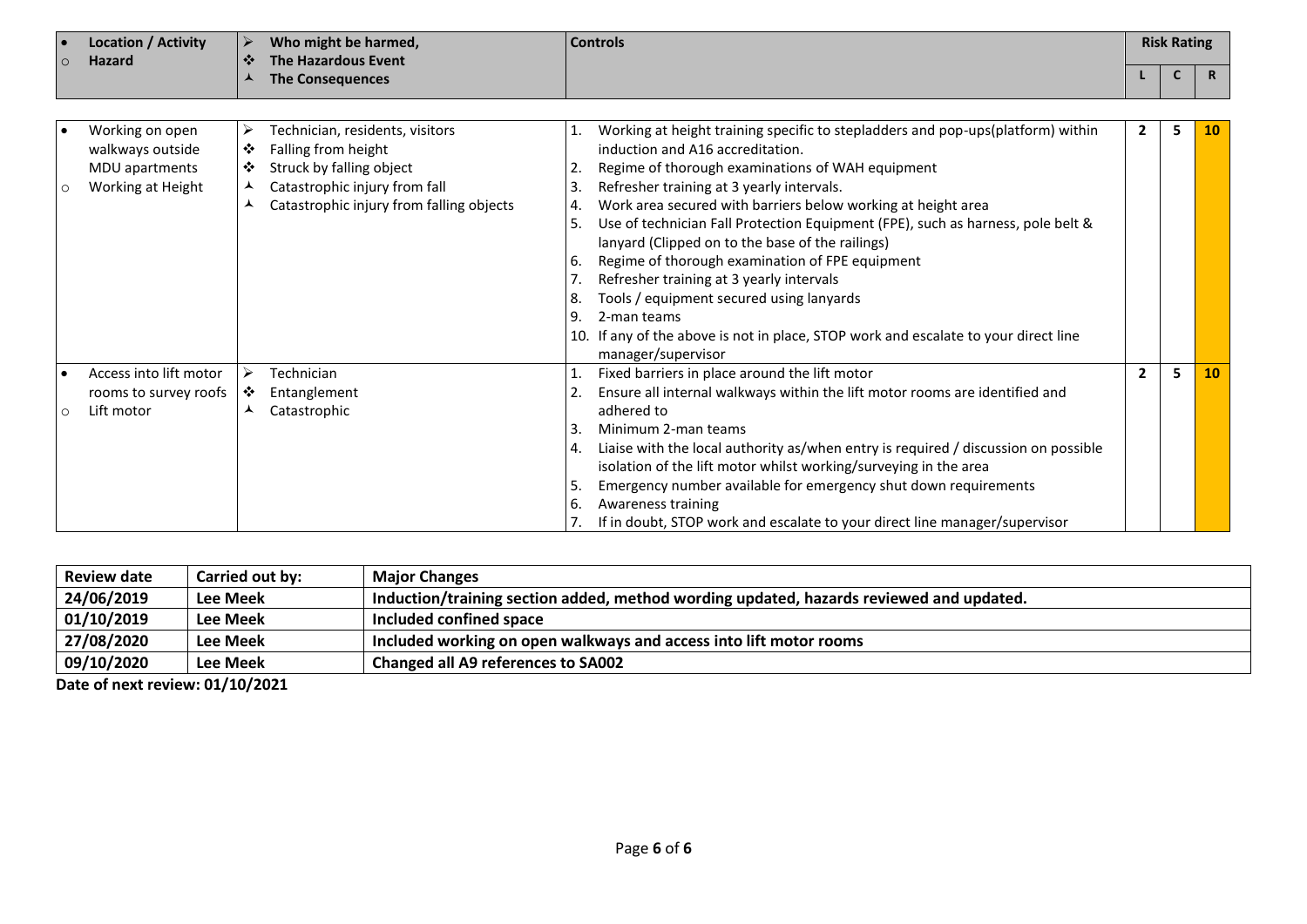| • Location / Activity<br>○ Hazard | ➢ Who might be harmed,<br>❖ The Hazardous Event<br>⅄ The Consequences | Controls | Risk Rating | | |
|---|---|---|---|---|---|
| | | | L | C | R |
| • Working on open walkways outside MDU apartments<br>○ Working at Height | ➢ Technician, residents, visitors<br>❖ Falling from height<br>❖ Struck by falling object<br>⅄ Catastrophic injury from fall<br>⅄ Catastrophic injury from falling objects | 1. Working at height training specific to stepladders and pop-ups(platform) within induction and A16 accreditation.<br>2. Regime of thorough examinations of WAH equipment<br>3. Refresher training at 3 yearly intervals.<br>4. Work area secured with barriers below working at height area<br>5. Use of technician Fall Protection Equipment (FPE), such as harness, pole belt & lanyard (Clipped on to the base of the railings)<br>6. Regime of thorough examination of FPE equipment<br>7. Refresher training at 3 yearly intervals<br>8. Tools / equipment secured using lanyards<br>9. 2-man teams<br>10. If any of the above is not in place, STOP work and escalate to your direct line manager/supervisor | 2 | 5 | 10 |
| • Access into lift motor rooms to survey roofs<br>○ Lift motor | ➢ Technician<br>❖ Entanglement<br>⅄ Catastrophic | 1. Fixed barriers in place around the lift motor<br>2. Ensure all internal walkways within the lift motor rooms are identified and adhered to<br>3. Minimum 2-man teams<br>4. Liaise with the local authority as/when entry is required / discussion on possible isolation of the lift motor whilst working/surveying in the area<br>5. Emergency number available for emergency shut down requirements<br>6. Awareness training<br>7. If in doubt, STOP work and escalate to your direct line manager/supervisor | 2 | 5 | 10 |

| Review date | Carried out by: | Major Changes |
|---|---|---|
| 24/06/2019 | Lee Meek | Induction/training section added, method wording updated, hazards reviewed and updated. |
| 01/10/2019 | Lee Meek | Included confined space |
| 27/08/2020 | Lee Meek | Included working on open walkways and access into lift motor rooms |
| 09/10/2020 | Lee Meek | Changed all A9 references to SA002 |

**Date of next review: 01/10/2021**